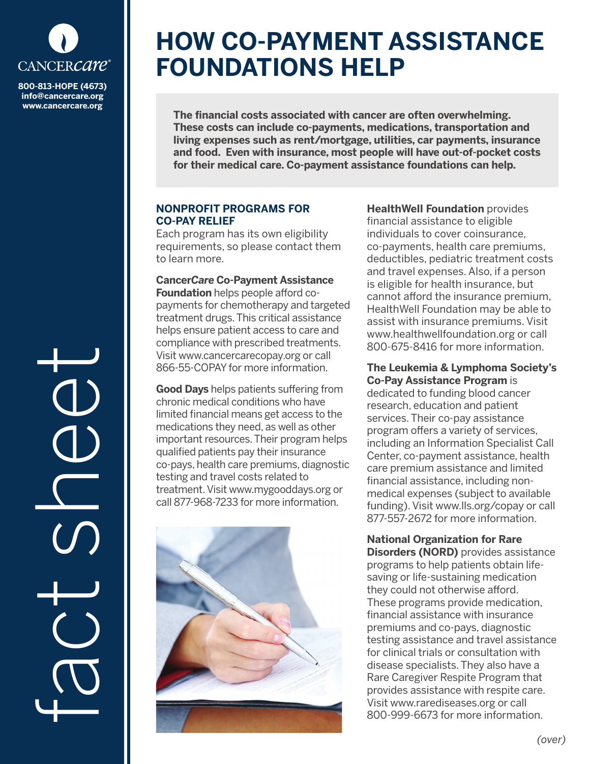CANCER*care*

800-813-HOPE (4673)
info@cancercare.org
www.cancercare.org

fact sheet

# HOW CO-PAYMENT ASSISTANCE FOUNDATIONS HELP

**The financial costs associated with cancer are often overwhelming. These costs can include co-payments, medications, transportation and living expenses such as rent/mortgage, utilities, car payments, insurance and food. Even with insurance, most people will have out-of-pocket costs for their medical care. Co-payment assistance foundations can help.**

## NONPROFIT PROGRAMS FOR CO-PAY RELIEF

Each program has its own eligibility requirements, so please contact them to learn more.

**Cancer*Care* Co-Payment Assistance Foundation** helps people afford co-payments for chemotherapy and targeted treatment drugs. This critical assistance helps ensure patient access to care and compliance with prescribed treatments. Visit www.cancercarecopay.org or call 866-55-COPAY for more information.

**Good Days** helps patients suffering from chronic medical conditions who have limited financial means get access to the medications they need, as well as other important resources. Their program helps qualified patients pay their insurance co-pays, health care premiums, diagnostic testing and travel costs related to treatment. Visit www.mygooddays.org or call 877-968-7233 for more information.

**HealthWell Foundation** provides financial assistance to eligible individuals to cover coinsurance, co-payments, health care premiums, deductibles, pediatric treatment costs and travel expenses. Also, if a person is eligible for health insurance, but cannot afford the insurance premium, HealthWell Foundation may be able to assist with insurance premiums. Visit www.healthwellfoundation.org or call 800-675-8416 for more information.

**The Leukemia & Lymphoma Society's Co-Pay Assistance Program** is dedicated to funding blood cancer research, education and patient services. Their co-pay assistance program offers a variety of services, including an Information Specialist Call Center, co-payment assistance, health care premium assistance and limited financial assistance, including non-medical expenses (subject to available funding). Visit www.lls.org/copay or call 877-557-2672 for more information.

**National Organization for Rare Disorders (NORD)** provides assistance programs to help patients obtain life-saving or life-sustaining medication they could not otherwise afford. These programs provide medication, financial assistance with insurance premiums and co-pays, diagnostic testing assistance and travel assistance for clinical trials or consultation with disease specialists. They also have a Rare Caregiver Respite Program that provides assistance with respite care. Visit www.rarediseases.org or call 800-999-6673 for more information.

*(over)*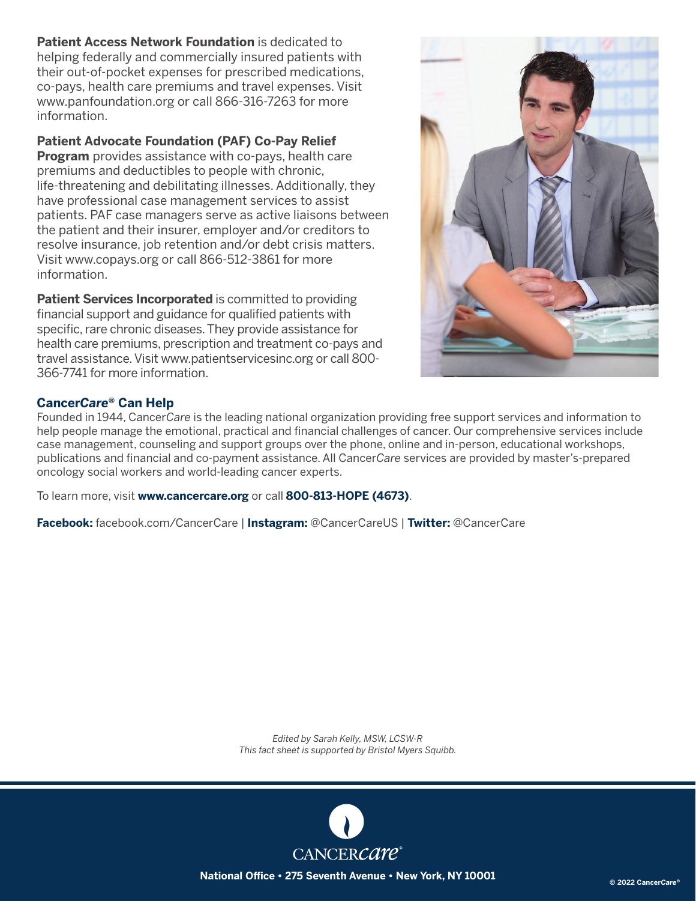**Patient Access Network Foundation** is dedicated to helping federally and commercially insured patients with their out-of-pocket expenses for prescribed medications, co-pays, health care premiums and travel expenses. Visit www.panfoundation.org or call 866-316-7263 for more information.

**Patient Advocate Foundation (PAF) Co-Pay Relief Program** provides assistance with co-pays, health care premiums and deductibles to people with chronic, life-threatening and debilitating illnesses. Additionally, they have professional case management services to assist patients. PAF case managers serve as active liaisons between the patient and their insurer, employer and/or creditors to resolve insurance, job retention and/or debt crisis matters. Visit www.copays.org or call 866-512-3861 for more information.

**Patient Services Incorporated** is committed to providing financial support and guidance for qualified patients with specific, rare chronic diseases. They provide assistance for health care premiums, prescription and treatment co-pays and travel assistance. Visit www.patientservicesinc.org or call 800-366-7741 for more information.

## Cancer*Care*® Can Help

Founded in 1944, Cancer*Care* is the leading national organization providing free support services and information to help people manage the emotional, practical and financial challenges of cancer. Our comprehensive services include case management, counseling and support groups over the phone, online and in-person, educational workshops, publications and financial and co-payment assistance. All Cancer*Care* services are provided by master's-prepared oncology social workers and world-leading cancer experts.

To learn more, visit **www.cancercare.org** or call **800-813-HOPE (4673)**.

**Facebook:** facebook.com/CancerCare | **Instagram:** @CancerCareUS | **Twitter:** @CancerCare

*Edited by Sarah Kelly, MSW, LCSW-R*
*This fact sheet is supported by Bristol Myers Squibb.*

CANCER*care*®

**National Office • 275 Seventh Avenue • New York, NY 10001**

© 2022 CancerCare®